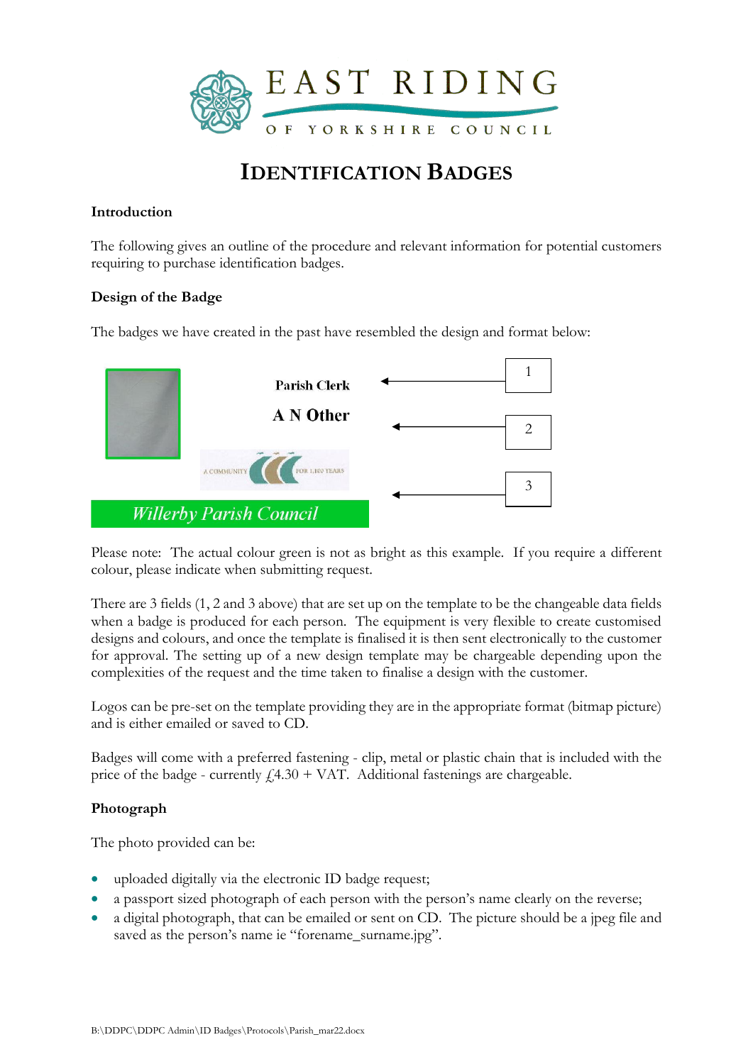EAST RIDING OF YORKSHIRE COUNCIL

# IDENTIFICATION BADGES

**Introduction**

The following gives an outline of the procedure and relevant information for potential customers requiring to purchase identification badges.

**Design of the Badge**

The badges we have created in the past have resembled the design and format below:

Parish Clerk ← 1

A N Other ← 2

A COMMUNITY FOR 1,100 YEARS ← 3

*Willerby Parish Council*

Please note: The actual colour green is not as bright as this example. If you require a different colour, please indicate when submitting request.

There are 3 fields (1, 2 and 3 above) that are set up on the template to be the changeable data fields when a badge is produced for each person. The equipment is very flexible to create customised designs and colours, and once the template is finalised it is then sent electronically to the customer for approval. The setting up of a new design template may be chargeable depending upon the complexities of the request and the time taken to finalise a design with the customer.

Logos can be pre-set on the template providing they are in the appropriate format (bitmap picture) and is either emailed or saved to CD.

Badges will come with a preferred fastening - clip, metal or plastic chain that is included with the price of the badge - currently £4.30 + VAT. Additional fastenings are chargeable.

**Photograph**

The photo provided can be:

- uploaded digitally via the electronic ID badge request;
- a passport sized photograph of each person with the person's name clearly on the reverse;
- a digital photograph, that can be emailed or sent on CD. The picture should be a jpeg file and saved as the person's name ie "forename_surname.jpg".

B:\DDPC\DDPC Admin\ID Badges\Protocols\Parish_mar22.docx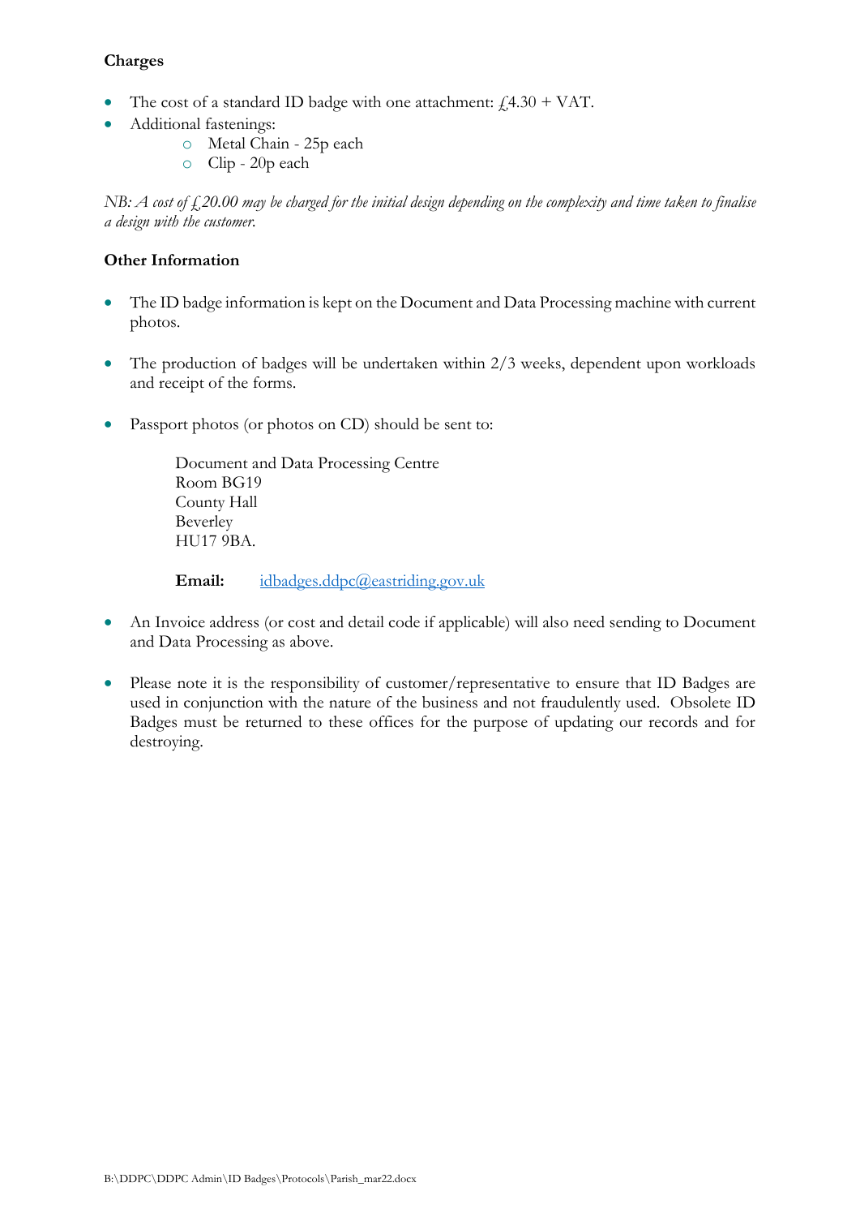**Charges**

- The cost of a standard ID badge with one attachment: £4.30 + VAT.
- Additional fastenings:
    - Metal Chain - 25p each
    - Clip - 20p each

*NB: A cost of £20.00 may be charged for the initial design depending on the complexity and time taken to finalise a design with the customer.*

**Other Information**

- The ID badge information is kept on the Document and Data Processing machine with current photos.

- The production of badges will be undertaken within 2/3 weeks, dependent upon workloads and receipt of the forms.

- Passport photos (or photos on CD) should be sent to:

  Document and Data Processing Centre
  Room BG19
  County Hall
  Beverley
  HU17 9BA.

  **Email:** idbadges.ddpc@eastriding.gov.uk

- An Invoice address (or cost and detail code if applicable) will also need sending to Document and Data Processing as above.

- Please note it is the responsibility of customer/representative to ensure that ID Badges are used in conjunction with the nature of the business and not fraudulently used. Obsolete ID Badges must be returned to these offices for the purpose of updating our records and for destroying.

B:\DDPC\DDPC Admin\ID Badges\Protocols\Parish_mar22.docx